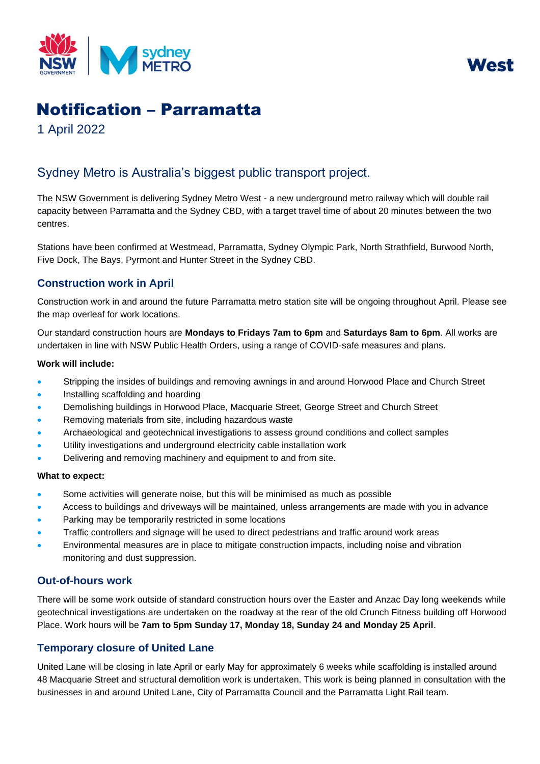West

# Notification – Parramatta

1 April 2022

## Sydney Metro is Australia's biggest public transport project.

The NSW Government is delivering Sydney Metro West - a new underground metro railway which will double rail capacity between Parramatta and the Sydney CBD, with a target travel time of about 20 minutes between the two centres.

Stations have been confirmed at Westmead, Parramatta, Sydney Olympic Park, North Strathfield, Burwood North, Five Dock, The Bays, Pyrmont and Hunter Street in the Sydney CBD.

### Construction work in April

Construction work in and around the future Parramatta metro station site will be ongoing throughout April. Please see the map overleaf for work locations.

Our standard construction hours are **Mondays to Fridays 7am to 6pm** and **Saturdays 8am to 6pm**. All works are undertaken in line with NSW Public Health Orders, using a range of COVID-safe measures and plans.

**Work will include:**

- Stripping the insides of buildings and removing awnings in and around Horwood Place and Church Street
- Installing scaffolding and hoarding
- Demolishing buildings in Horwood Place, Macquarie Street, George Street and Church Street
- Removing materials from site, including hazardous waste
- Archaeological and geotechnical investigations to assess ground conditions and collect samples
- Utility investigations and underground electricity cable installation work
- Delivering and removing machinery and equipment to and from site.

**What to expect:**

- Some activities will generate noise, but this will be minimised as much as possible
- Access to buildings and driveways will be maintained, unless arrangements are made with you in advance
- Parking may be temporarily restricted in some locations
- Traffic controllers and signage will be used to direct pedestrians and traffic around work areas
- Environmental measures are in place to mitigate construction impacts, including noise and vibration monitoring and dust suppression.

### Out-of-hours work

There will be some work outside of standard construction hours over the Easter and Anzac Day long weekends while geotechnical investigations are undertaken on the roadway at the rear of the old Crunch Fitness building off Horwood Place. Work hours will be **7am to 5pm Sunday 17, Monday 18, Sunday 24 and Monday 25 April**.

### Temporary closure of United Lane

United Lane will be closing in late April or early May for approximately 6 weeks while scaffolding is installed around 48 Macquarie Street and structural demolition work is undertaken. This work is being planned in consultation with the businesses in and around United Lane, City of Parramatta Council and the Parramatta Light Rail team.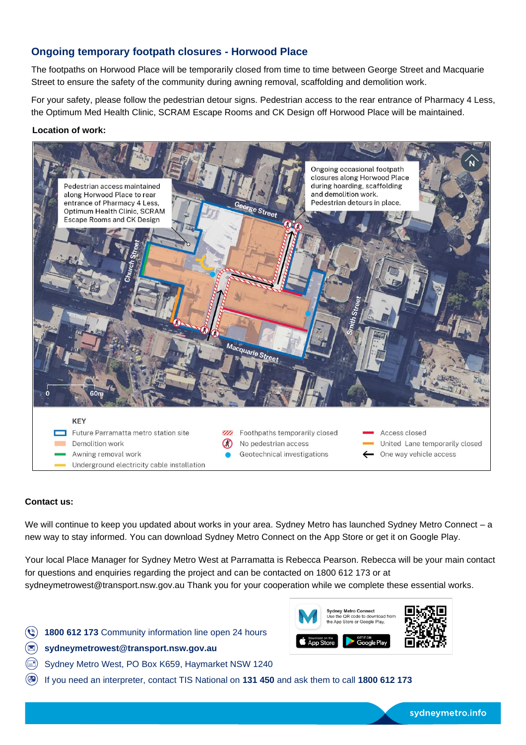## Ongoing temporary footpath closures - Horwood Place

The footpaths on Horwood Place will be temporarily closed from time to time between George Street and Macquarie Street to ensure the safety of the community during awning removal, scaffolding and demolition work.

For your safety, please follow the pedestrian detour signs. Pedestrian access to the rear entrance of Pharmacy 4 Less, the Optimum Med Health Clinic, SCRAM Escape Rooms and CK Design off Horwood Place will be maintained.

**Location of work:**

Pedestrian access maintained along Horwood Place to rear entrance of Pharmacy 4 Less, Optimum Health Clinic, SCRAM Escape Rooms and CK Design

Ongoing occasional footpath closures along Horwood Place during hoarding, scaffolding and demolition work. Pedestrian detours in place.

George Street

Church Street

Smith Street

Macquarie Street

N

0

60m

KEY

Future Parramatta metro station site

Demolition work

Awning removal work

Underground electricity cable installation

Foothpaths temporarily closed

No pedestrian access

Geotechnical investigations

Access closed

United Lane temporarily closed

One way vehicle access

**Contact us:**

We will continue to keep you updated about works in your area. Sydney Metro has launched Sydney Metro Connect – a new way to stay informed. You can download Sydney Metro Connect on the App Store or get it on Google Play.

Your local Place Manager for Sydney Metro West at Parramatta is Rebecca Pearson. Rebecca will be your main contact for questions and enquiries regarding the project and can be contacted on 1800 612 173 or at sydneymetrowest@transport.nsw.gov.au Thank you for your cooperation while we complete these essential works.

Sydney Metro Connect
Use the QR code to download from the App Store or Google Play.

Download on the App Store

GET IT ON Google Play

**1800 612 173** Community information line open 24 hours

**sydneymetrowest@transport.nsw.gov.au**

Sydney Metro West, PO Box K659, Haymarket NSW 1240

If you need an interpreter, contact TIS National on **131 450** and ask them to call **1800 612 173**

sydneymetro.info